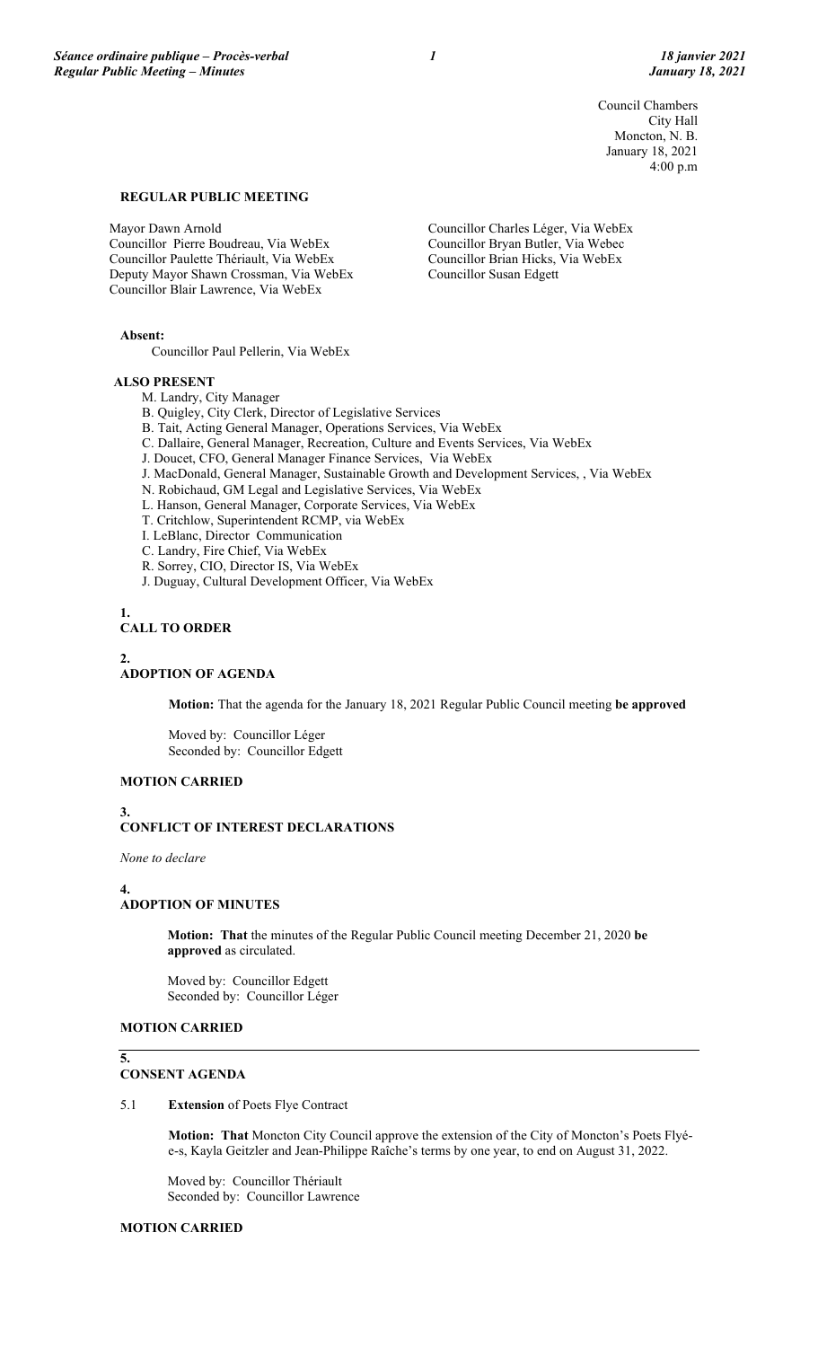Council Chambers
City Hall
Moncton, N. B.
January 18, 2021
4:00 p.m

**REGULAR PUBLIC MEETING**

Mayor Dawn Arnold
Councillor Pierre Boudreau, Via WebEx
Councillor Paulette Thériault, Via WebEx
Deputy Mayor Shawn Crossman, Via WebEx
Councillor Blair Lawrence, Via WebEx
Councillor Charles Léger, Via WebEx
Councillor Bryan Butler, Via Webec
Councillor Brian Hicks, Via WebEx
Councillor Susan Edgett

**Absent:**

Councillor Paul Pellerin, Via WebEx

**ALSO PRESENT**

M. Landry, City Manager
B. Quigley, City Clerk, Director of Legislative Services
B. Tait, Acting General Manager, Operations Services, Via WebEx
C. Dallaire, General Manager, Recreation, Culture and Events Services, Via WebEx
J. Doucet, CFO, General Manager Finance Services, Via WebEx
J. MacDonald, General Manager, Sustainable Growth and Development Services, , Via WebEx
N. Robichaud, GM Legal and Legislative Services, Via WebEx
L. Hanson, General Manager, Corporate Services, Via WebEx
T. Critchlow, Superintendent RCMP, via WebEx
I. LeBlanc, Director Communication
C. Landry, Fire Chief, Via WebEx
R. Sorrey, CIO, Director IS, Via WebEx
J. Duguay, Cultural Development Officer, Via WebEx

**1.**
**CALL TO ORDER**

**2.**
**ADOPTION OF AGENDA**

**Motion:** That the agenda for the January 18, 2021 Regular Public Council meeting **be approved**

Moved by: Councillor Léger
Seconded by: Councillor Edgett

**MOTION CARRIED**

**3.**
**CONFLICT OF INTEREST DECLARATIONS**

*None to declare*

**4.**
**ADOPTION OF MINUTES**

**Motion: That** the minutes of the Regular Public Council meeting December 21, 2020 **be approved** as circulated.

Moved by: Councillor Edgett
Seconded by: Councillor Léger

**MOTION CARRIED**

**5.**
**CONSENT AGENDA**

5.1 **Extension** of Poets Flye Contract

**Motion: That** Moncton City Council approve the extension of the City of Moncton's Poets Flyé-e-s, Kayla Geitzler and Jean-Philippe Raîche's terms by one year, to end on August 31, 2022.

Moved by: Councillor Thériault
Seconded by: Councillor Lawrence

**MOTION CARRIED**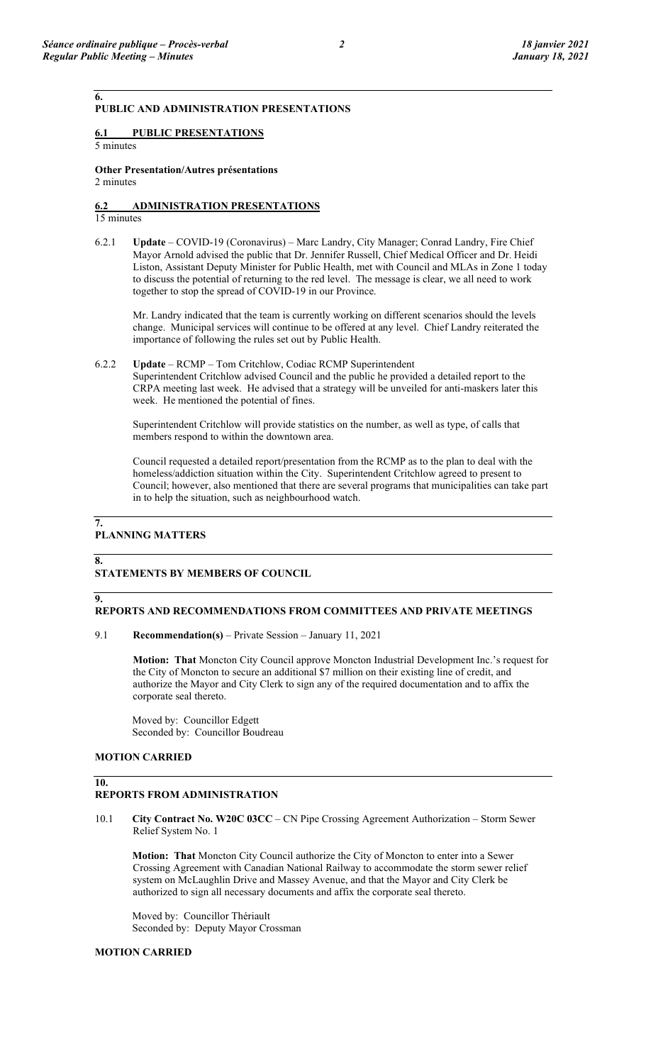## 6. PUBLIC AND ADMINISTRATION PRESENTATIONS

### 6.1 PUBLIC PRESENTATIONS

5 minutes

**Other Presentation/Autres présentations**
2 minutes

### 6.2 ADMINISTRATION PRESENTATIONS

15 minutes

6.2.1 **Update** – COVID-19 (Coronavirus) – Marc Landry, City Manager; Conrad Landry, Fire Chief
Mayor Arnold advised the public that Dr. Jennifer Russell, Chief Medical Officer and Dr. Heidi Liston, Assistant Deputy Minister for Public Health, met with Council and MLAs in Zone 1 today to discuss the potential of returning to the red level. The message is clear, we all need to work together to stop the spread of COVID-19 in our Province.

Mr. Landry indicated that the team is currently working on different scenarios should the levels change. Municipal services will continue to be offered at any level. Chief Landry reiterated the importance of following the rules set out by Public Health.

6.2.2 **Update** – RCMP – Tom Critchlow, Codiac RCMP Superintendent
Superintendent Critchlow advised Council and the public he provided a detailed report to the CRPA meeting last week. He advised that a strategy will be unveiled for anti-maskers later this week. He mentioned the potential of fines.

Superintendent Critchlow will provide statistics on the number, as well as type, of calls that members respond to within the downtown area.

Council requested a detailed report/presentation from the RCMP as to the plan to deal with the homeless/addiction situation within the City. Superintendent Critchlow agreed to present to Council; however, also mentioned that there are several programs that municipalities can take part in to help the situation, such as neighbourhood watch.

## 7. PLANNING MATTERS

## 8. STATEMENTS BY MEMBERS OF COUNCIL

## 9. REPORTS AND RECOMMENDATIONS FROM COMMITTEES AND PRIVATE MEETINGS

9.1 **Recommendation(s)** – Private Session – January 11, 2021

**Motion: That** Moncton City Council approve Moncton Industrial Development Inc.'s request for the City of Moncton to secure an additional $7 million on their existing line of credit, and authorize the Mayor and City Clerk to sign any of the required documentation and to affix the corporate seal thereto.

Moved by: Councillor Edgett
Seconded by: Councillor Boudreau

**MOTION CARRIED**

## 10. REPORTS FROM ADMINISTRATION

10.1 **City Contract No. W20C 03CC** – CN Pipe Crossing Agreement Authorization – Storm Sewer Relief System No. 1

**Motion: That** Moncton City Council authorize the City of Moncton to enter into a Sewer Crossing Agreement with Canadian National Railway to accommodate the storm sewer relief system on McLaughlin Drive and Massey Avenue, and that the Mayor and City Clerk be authorized to sign all necessary documents and affix the corporate seal thereto.

Moved by: Councillor Thériault
Seconded by: Deputy Mayor Crossman

**MOTION CARRIED**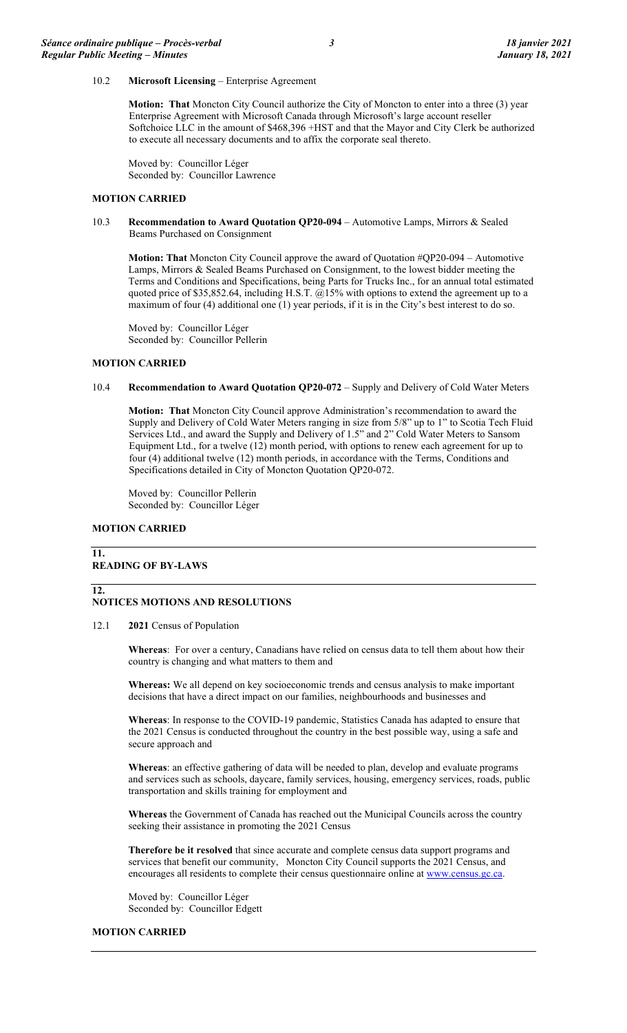10.2 **Microsoft Licensing** – Enterprise Agreement

**Motion: That** Moncton City Council authorize the City of Moncton to enter into a three (3) year Enterprise Agreement with Microsoft Canada through Microsoft's large account reseller Softchoice LLC in the amount of $468,396 +HST and that the Mayor and City Clerk be authorized to execute all necessary documents and to affix the corporate seal thereto.

Moved by: Councillor Léger
Seconded by: Councillor Lawrence

**MOTION CARRIED**

10.3 **Recommendation to Award Quotation QP20-094** – Automotive Lamps, Mirrors & Sealed Beams Purchased on Consignment

**Motion: That** Moncton City Council approve the award of Quotation #QP20-094 – Automotive Lamps, Mirrors & Sealed Beams Purchased on Consignment, to the lowest bidder meeting the Terms and Conditions and Specifications, being Parts for Trucks Inc., for an annual total estimated quoted price of $35,852.64, including H.S.T. @15% with options to extend the agreement up to a maximum of four (4) additional one (1) year periods, if it is in the City's best interest to do so.

Moved by: Councillor Léger
Seconded by: Councillor Pellerin

**MOTION CARRIED**

10.4 **Recommendation to Award Quotation QP20-072** – Supply and Delivery of Cold Water Meters

**Motion: That** Moncton City Council approve Administration's recommendation to award the Supply and Delivery of Cold Water Meters ranging in size from 5/8" up to 1" to Scotia Tech Fluid Services Ltd., and award the Supply and Delivery of 1.5" and 2" Cold Water Meters to Sansom Equipment Ltd., for a twelve (12) month period, with options to renew each agreement for up to four (4) additional twelve (12) month periods, in accordance with the Terms, Conditions and Specifications detailed in City of Moncton Quotation QP20-072.

Moved by: Councillor Pellerin
Seconded by: Councillor Léger

**MOTION CARRIED**

## 11. READING OF BY-LAWS

## 12. NOTICES MOTIONS AND RESOLUTIONS

12.1 **2021** Census of Population

**Whereas**: For over a century, Canadians have relied on census data to tell them about how their country is changing and what matters to them and

**Whereas:** We all depend on key socioeconomic trends and census analysis to make important decisions that have a direct impact on our families, neighbourhoods and businesses and

**Whereas**: In response to the COVID-19 pandemic, Statistics Canada has adapted to ensure that the 2021 Census is conducted throughout the country in the best possible way, using a safe and secure approach and

**Whereas**: an effective gathering of data will be needed to plan, develop and evaluate programs and services such as schools, daycare, family services, housing, emergency services, roads, public transportation and skills training for employment and

**Whereas** the Government of Canada has reached out the Municipal Councils across the country seeking their assistance in promoting the 2021 Census

**Therefore be it resolved** that since accurate and complete census data support programs and services that benefit our community, Moncton City Council supports the 2021 Census, and encourages all residents to complete their census questionnaire online at www.census.gc.ca.

Moved by: Councillor Léger
Seconded by: Councillor Edgett

**MOTION CARRIED**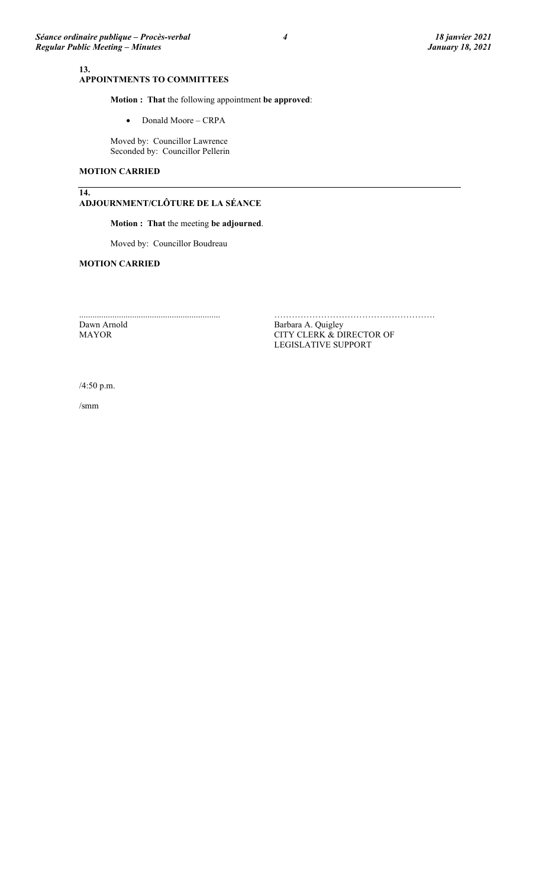## 13.
## APPOINTMENTS TO COMMITTEES

**Motion : That** the following appointment **be approved**:

- Donald Moore – CRPA

Moved by: Councillor Lawrence
Seconded by: Councillor Pellerin

**MOTION CARRIED**

---

## 14.
## ADJOURNMENT/CLÔTURE DE LA SÉANCE

**Motion : That** the meeting **be adjourned**.

Moved by: Councillor Boudreau

**MOTION CARRIED**

| | |
|---|---|
| ............................................................... | ……………………………………………… |
| Dawn Arnold | Barbara A. Quigley |
| MAYOR | CITY CLERK & DIRECTOR OF LEGISLATIVE SUPPORT |

/4:50 p.m.

/smm